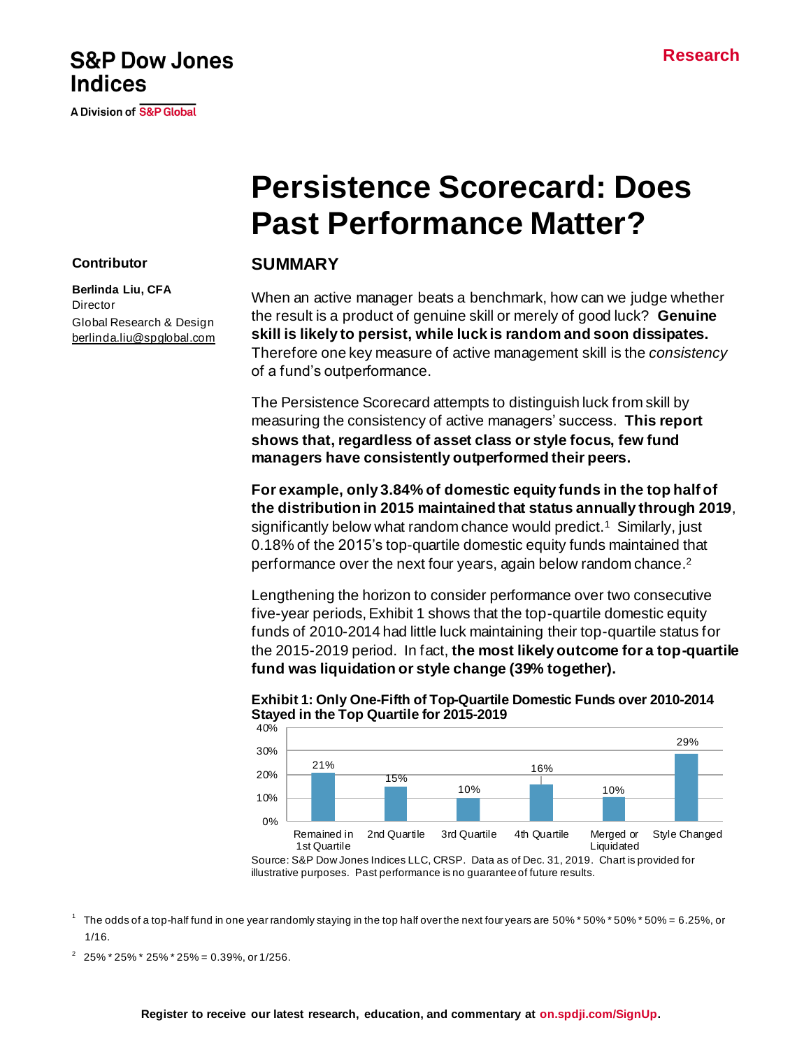S&P Dow Jones Indices

A Division of S&P Global

Research

# Persistence Scorecard: Does Past Performance Matter?

**Contributor**

**Berlinda Liu, CFA**
Director
Global Research & Design
berlinda.liu@spglobal.com

## SUMMARY

When an active manager beats a benchmark, how can we judge whether the result is a product of genuine skill or merely of good luck? **Genuine skill is likely to persist, while luck is random and soon dissipates.** Therefore one key measure of active management skill is the *consistency* of a fund's outperformance.

The Persistence Scorecard attempts to distinguish luck from skill by measuring the consistency of active managers' success. **This report shows that, regardless of asset class or style focus, few fund managers have consistently outperformed their peers.**

**For example, only 3.84% of domestic equity funds in the top half of the distribution in 2015 maintained that status annually through 2019**, significantly below what random chance would predict.[1] Similarly, just 0.18% of the 2015's top-quartile domestic equity funds maintained that performance over the next four years, again below random chance.[2]

Lengthening the horizon to consider performance over two consecutive five-year periods, Exhibit 1 shows that the top-quartile domestic equity funds of 2010-2014 had little luck maintaining their top-quartile status for the 2015-2019 period. In fact, **the most likely outcome for a top-quartile fund was liquidation or style change (39% together).**

**Exhibit 1: Only One-Fifth of Top-Quartile Domestic Funds over 2010-2014 Stayed in the Top Quartile for 2015-2019**

| Remained in 1st Quartile | 2nd Quartile | 3rd Quartile | 4th Quartile | Merged or Liquidated | Style Changed |
|---|---|---|---|---|---|
| 21% | 15% | 10% | 16% | 10% | 29% |

Source: S&P Dow Jones Indices LLC, CRSP. Data as of Dec. 31, 2019. Chart is provided for illustrative purposes. Past performance is no guarantee of future results.

[1] The odds of a top-half fund in one year randomly staying in the top half over the next four years are 50% * 50% * 50% * 50% = 6.25%, or 1/16.

[2] 25% * 25% * 25% * 25% = 0.39%, or 1/256.

Register to receive our latest research, education, and commentary at on.spdji.com/SignUp.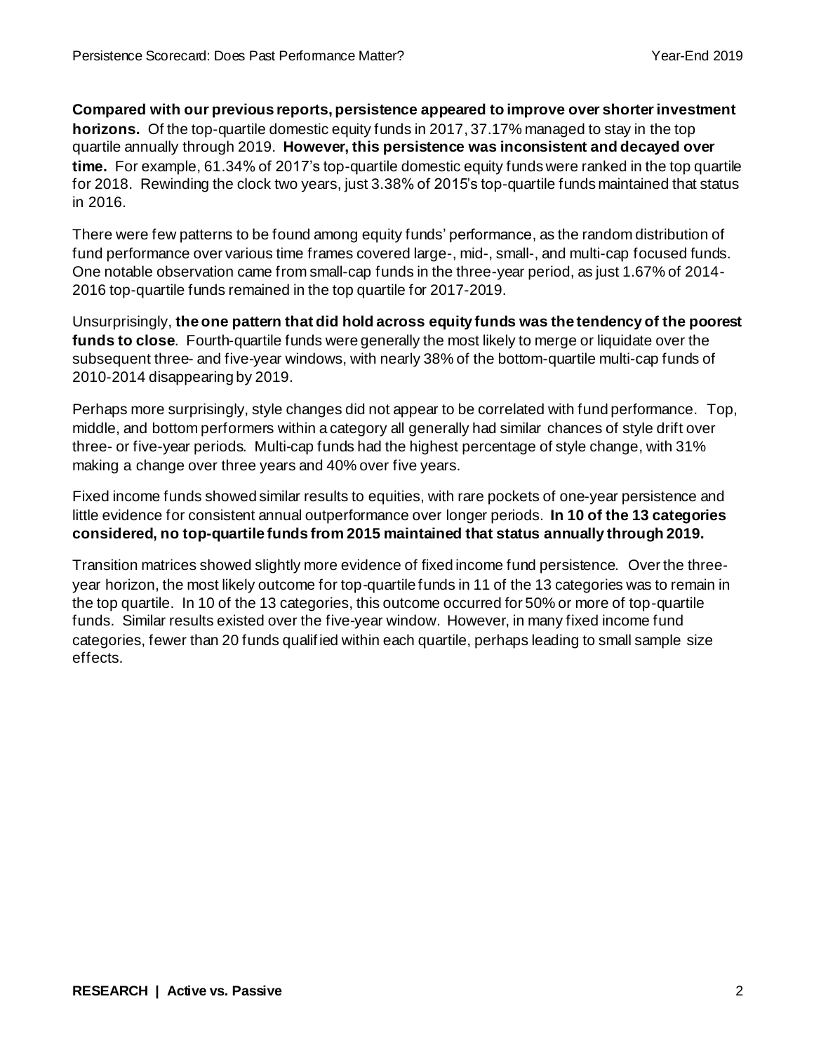**Compared with our previous reports, persistence appeared to improve over shorter investment horizons.** Of the top-quartile domestic equity funds in 2017, 37.17% managed to stay in the top quartile annually through 2019. **However, this persistence was inconsistent and decayed over time.** For example, 61.34% of 2017's top-quartile domestic equity funds were ranked in the top quartile for 2018. Rewinding the clock two years, just 3.38% of 2015's top-quartile funds maintained that status in 2016.

There were few patterns to be found among equity funds' performance, as the random distribution of fund performance over various time frames covered large-, mid-, small-, and multi-cap focused funds. One notable observation came from small-cap funds in the three-year period, as just 1.67% of 2014-2016 top-quartile funds remained in the top quartile for 2017-2019.

Unsurprisingly, **the one pattern that did hold across equity funds was the tendency of the poorest funds to close**. Fourth-quartile funds were generally the most likely to merge or liquidate over the subsequent three- and five-year windows, with nearly 38% of the bottom-quartile multi-cap funds of 2010-2014 disappearing by 2019.

Perhaps more surprisingly, style changes did not appear to be correlated with fund performance. Top, middle, and bottom performers within a category all generally had similar chances of style drift over three- or five-year periods. Multi-cap funds had the highest percentage of style change, with 31% making a change over three years and 40% over five years.

Fixed income funds showed similar results to equities, with rare pockets of one-year persistence and little evidence for consistent annual outperformance over longer periods. **In 10 of the 13 categories considered, no top-quartile funds from 2015 maintained that status annually through 2019.**

Transition matrices showed slightly more evidence of fixed income fund persistence. Over the three-year horizon, the most likely outcome for top-quartile funds in 11 of the 13 categories was to remain in the top quartile. In 10 of the 13 categories, this outcome occurred for 50% or more of top-quartile funds. Similar results existed over the five-year window. However, in many fixed income fund categories, fewer than 20 funds qualified within each quartile, perhaps leading to small sample size effects.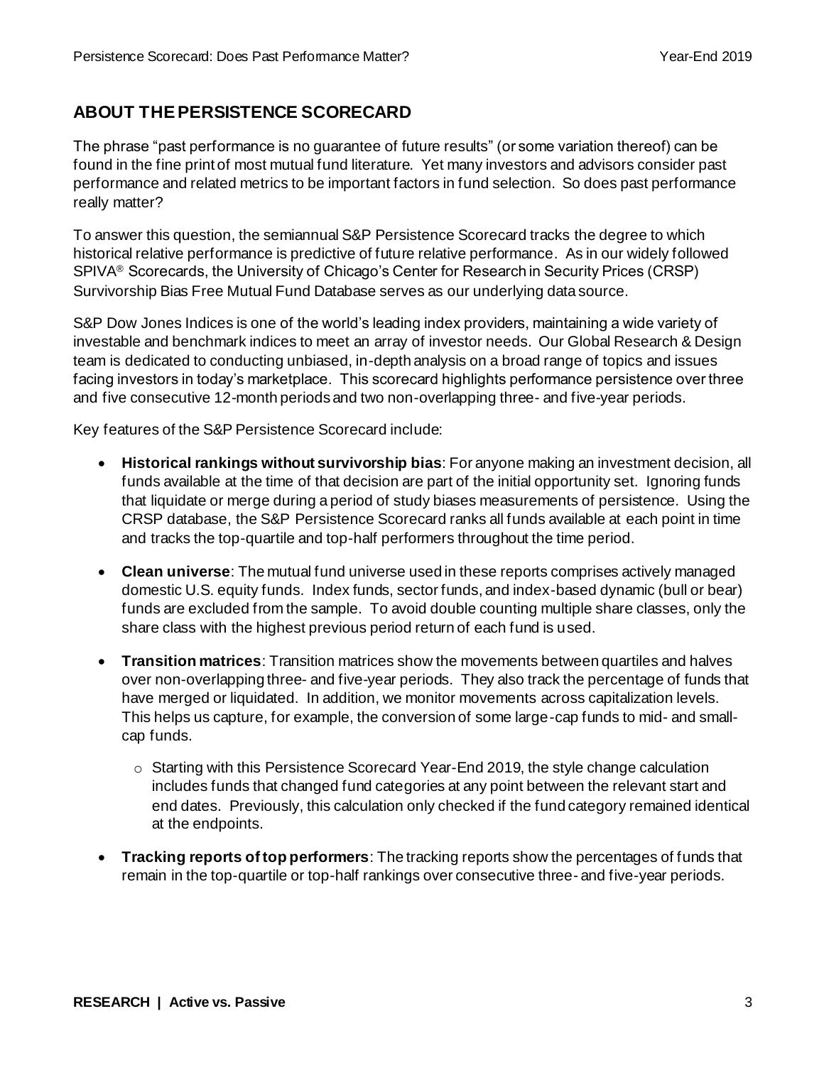## ABOUT THE PERSISTENCE SCORECARD

The phrase "past performance is no guarantee of future results" (or some variation thereof) can be found in the fine print of most mutual fund literature. Yet many investors and advisors consider past performance and related metrics to be important factors in fund selection. So does past performance really matter?

To answer this question, the semiannual S&P Persistence Scorecard tracks the degree to which historical relative performance is predictive of future relative performance. As in our widely followed SPIVA® Scorecards, the University of Chicago's Center for Research in Security Prices (CRSP) Survivorship Bias Free Mutual Fund Database serves as our underlying data source.

S&P Dow Jones Indices is one of the world's leading index providers, maintaining a wide variety of investable and benchmark indices to meet an array of investor needs. Our Global Research & Design team is dedicated to conducting unbiased, in-depth analysis on a broad range of topics and issues facing investors in today's marketplace. This scorecard highlights performance persistence over three and five consecutive 12-month periods and two non-overlapping three- and five-year periods.

Key features of the S&P Persistence Scorecard include:

- **Historical rankings without survivorship bias**: For anyone making an investment decision, all funds available at the time of that decision are part of the initial opportunity set. Ignoring funds that liquidate or merge during a period of study biases measurements of persistence. Using the CRSP database, the S&P Persistence Scorecard ranks all funds available at each point in time and tracks the top-quartile and top-half performers throughout the time period.
- **Clean universe**: The mutual fund universe used in these reports comprises actively managed domestic U.S. equity funds. Index funds, sector funds, and index-based dynamic (bull or bear) funds are excluded from the sample. To avoid double counting multiple share classes, only the share class with the highest previous period return of each fund is used.
- **Transition matrices**: Transition matrices show the movements between quartiles and halves over non-overlapping three- and five-year periods. They also track the percentage of funds that have merged or liquidated. In addition, we monitor movements across capitalization levels. This helps us capture, for example, the conversion of some large-cap funds to mid- and small-cap funds.
  - Starting with this Persistence Scorecard Year-End 2019, the style change calculation includes funds that changed fund categories at any point between the relevant start and end dates. Previously, this calculation only checked if the fund category remained identical at the endpoints.
- **Tracking reports of top performers**: The tracking reports show the percentages of funds that remain in the top-quartile or top-half rankings over consecutive three- and five-year periods.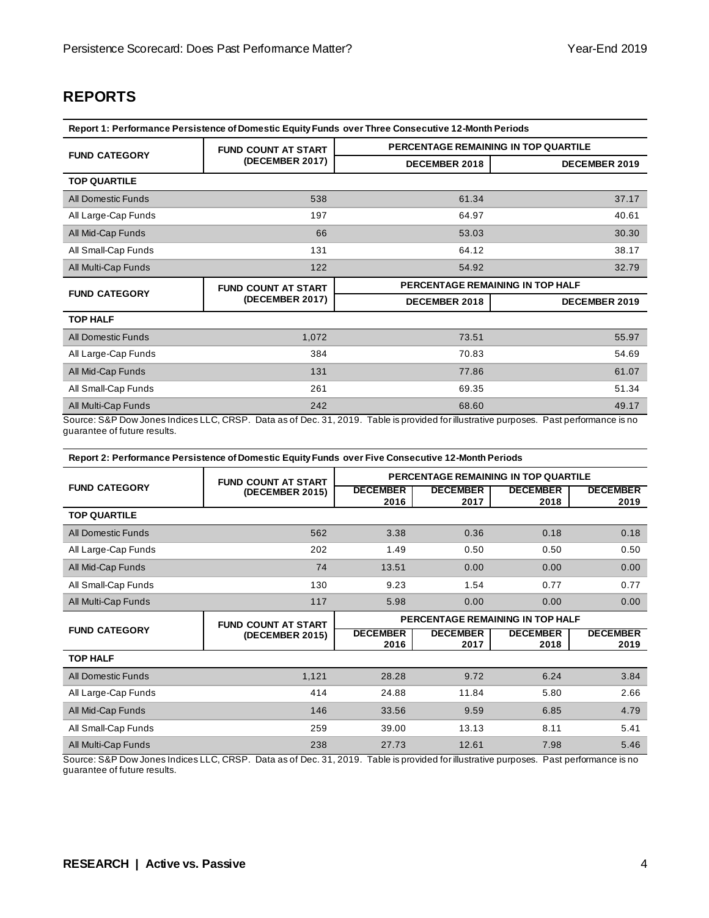## REPORTS

**Report 1: Performance Persistence of Domestic Equity Funds over Three Consecutive 12-Month Periods**

| FUND CATEGORY | FUND COUNT AT START (DECEMBER 2017) | PERCENTAGE REMAINING IN TOP QUARTILE | |
|---|---|---|---|
| | | DECEMBER 2018 | DECEMBER 2019 |
| **TOP QUARTILE** | | | |
| All Domestic Funds | 538 | 61.34 | 37.17 |
| All Large-Cap Funds | 197 | 64.97 | 40.61 |
| All Mid-Cap Funds | 66 | 53.03 | 30.30 |
| All Small-Cap Funds | 131 | 64.12 | 38.17 |
| All Multi-Cap Funds | 122 | 54.92 | 32.79 |
| **FUND CATEGORY** | **FUND COUNT AT START (DECEMBER 2017)** | **PERCENTAGE REMAINING IN TOP HALF** | |
| | | **DECEMBER 2018** | **DECEMBER 2019** |
| **TOP HALF** | | | |
| All Domestic Funds | 1,072 | 73.51 | 55.97 |
| All Large-Cap Funds | 384 | 70.83 | 54.69 |
| All Mid-Cap Funds | 131 | 77.86 | 61.07 |
| All Small-Cap Funds | 261 | 69.35 | 51.34 |
| All Multi-Cap Funds | 242 | 68.60 | 49.17 |

Source: S&P Dow Jones Indices LLC, CRSP. Data as of Dec. 31, 2019. Table is provided for illustrative purposes. Past performance is no guarantee of future results.

**Report 2: Performance Persistence of Domestic Equity Funds over Five Consecutive 12-Month Periods**

| FUND CATEGORY | FUND COUNT AT START (DECEMBER 2015) | PERCENTAGE REMAINING IN TOP QUARTILE | | | |
|---|---|---|---|---|---|
| | | DECEMBER 2016 | DECEMBER 2017 | DECEMBER 2018 | DECEMBER 2019 |
| **TOP QUARTILE** | | | | | |
| All Domestic Funds | 562 | 3.38 | 0.36 | 0.18 | 0.18 |
| All Large-Cap Funds | 202 | 1.49 | 0.50 | 0.50 | 0.50 |
| All Mid-Cap Funds | 74 | 13.51 | 0.00 | 0.00 | 0.00 |
| All Small-Cap Funds | 130 | 9.23 | 1.54 | 0.77 | 0.77 |
| All Multi-Cap Funds | 117 | 5.98 | 0.00 | 0.00 | 0.00 |
| **FUND CATEGORY** | **FUND COUNT AT START (DECEMBER 2015)** | **PERCENTAGE REMAINING IN TOP HALF** | | | |
| | | **DECEMBER 2016** | **DECEMBER 2017** | **DECEMBER 2018** | **DECEMBER 2019** |
| **TOP HALF** | | | | | |
| All Domestic Funds | 1,121 | 28.28 | 9.72 | 6.24 | 3.84 |
| All Large-Cap Funds | 414 | 24.88 | 11.84 | 5.80 | 2.66 |
| All Mid-Cap Funds | 146 | 33.56 | 9.59 | 6.85 | 4.79 |
| All Small-Cap Funds | 259 | 39.00 | 13.13 | 8.11 | 5.41 |
| All Multi-Cap Funds | 238 | 27.73 | 12.61 | 7.98 | 5.46 |

Source: S&P Dow Jones Indices LLC, CRSP. Data as of Dec. 31, 2019. Table is provided for illustrative purposes. Past performance is no guarantee of future results.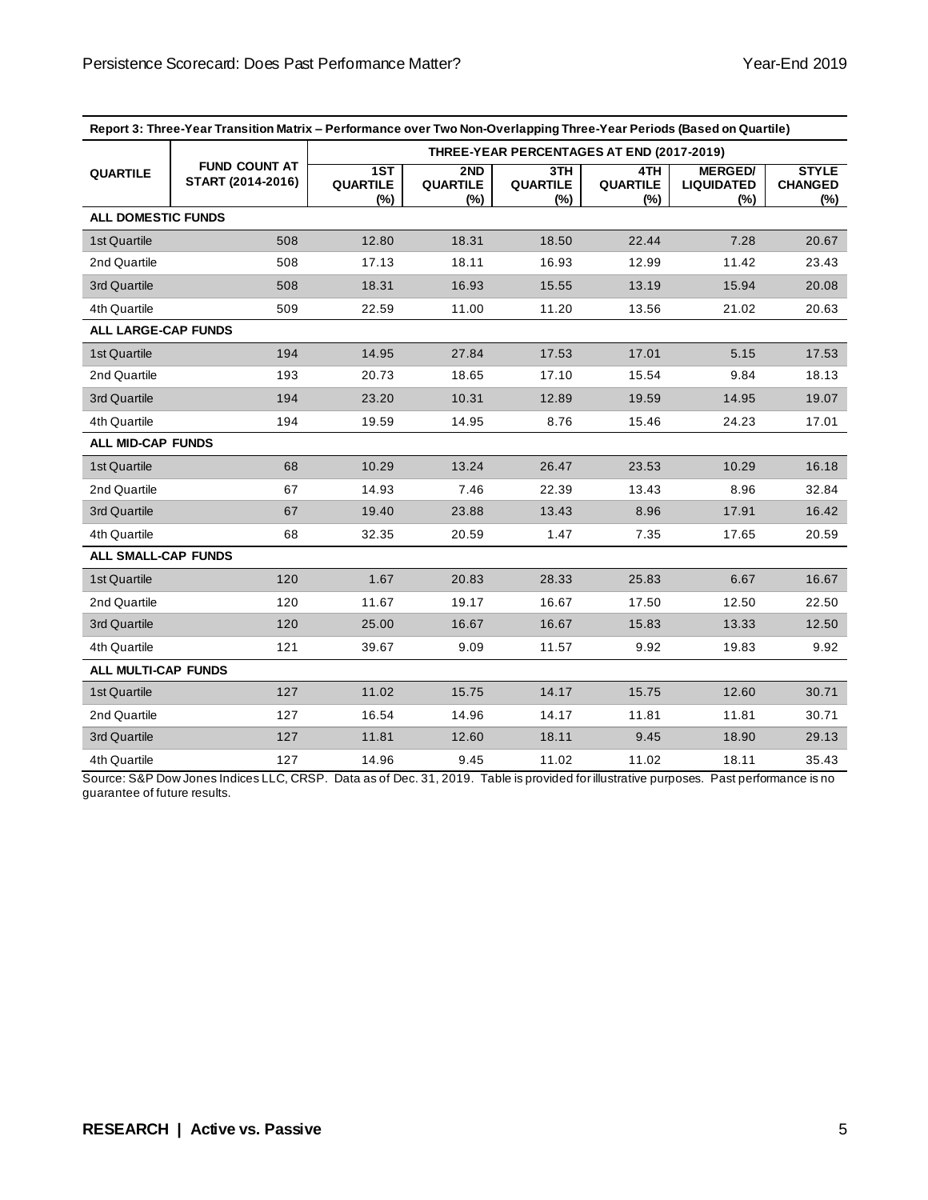| Report 3: Three-Year Transition Matrix – Performance over Two Non-Overlapping Three-Year Periods (Based on Quartile) | | | | | | | |
|---|---|---|---|---|---|---|---|
| QUARTILE | FUND COUNT AT START (2014-2016) | THREE-YEAR PERCENTAGES AT END (2017-2019) | | | | | |
| | | 1ST QUARTILE (%) | 2ND QUARTILE (%) | 3TH QUARTILE (%) | 4TH QUARTILE (%) | MERGED/ LIQUIDATED (%) | STYLE CHANGED (%) |
| **ALL DOMESTIC FUNDS** | | | | | | | |
| 1st Quartile | 508 | 12.80 | 18.31 | 18.50 | 22.44 | 7.28 | 20.67 |
| 2nd Quartile | 508 | 17.13 | 18.11 | 16.93 | 12.99 | 11.42 | 23.43 |
| 3rd Quartile | 508 | 18.31 | 16.93 | 15.55 | 13.19 | 15.94 | 20.08 |
| 4th Quartile | 509 | 22.59 | 11.00 | 11.20 | 13.56 | 21.02 | 20.63 |
| **ALL LARGE-CAP FUNDS** | | | | | | | |
| 1st Quartile | 194 | 14.95 | 27.84 | 17.53 | 17.01 | 5.15 | 17.53 |
| 2nd Quartile | 193 | 20.73 | 18.65 | 17.10 | 15.54 | 9.84 | 18.13 |
| 3rd Quartile | 194 | 23.20 | 10.31 | 12.89 | 19.59 | 14.95 | 19.07 |
| 4th Quartile | 194 | 19.59 | 14.95 | 8.76 | 15.46 | 24.23 | 17.01 |
| **ALL MID-CAP FUNDS** | | | | | | | |
| 1st Quartile | 68 | 10.29 | 13.24 | 26.47 | 23.53 | 10.29 | 16.18 |
| 2nd Quartile | 67 | 14.93 | 7.46 | 22.39 | 13.43 | 8.96 | 32.84 |
| 3rd Quartile | 67 | 19.40 | 23.88 | 13.43 | 8.96 | 17.91 | 16.42 |
| 4th Quartile | 68 | 32.35 | 20.59 | 1.47 | 7.35 | 17.65 | 20.59 |
| **ALL SMALL-CAP FUNDS** | | | | | | | |
| 1st Quartile | 120 | 1.67 | 20.83 | 28.33 | 25.83 | 6.67 | 16.67 |
| 2nd Quartile | 120 | 11.67 | 19.17 | 16.67 | 17.50 | 12.50 | 22.50 |
| 3rd Quartile | 120 | 25.00 | 16.67 | 16.67 | 15.83 | 13.33 | 12.50 |
| 4th Quartile | 121 | 39.67 | 9.09 | 11.57 | 9.92 | 19.83 | 9.92 |
| **ALL MULTI-CAP FUNDS** | | | | | | | |
| 1st Quartile | 127 | 11.02 | 15.75 | 14.17 | 15.75 | 12.60 | 30.71 |
| 2nd Quartile | 127 | 16.54 | 14.96 | 14.17 | 11.81 | 11.81 | 30.71 |
| 3rd Quartile | 127 | 11.81 | 12.60 | 18.11 | 9.45 | 18.90 | 29.13 |
| 4th Quartile | 127 | 14.96 | 9.45 | 11.02 | 11.02 | 18.11 | 35.43 |

Source: S&P Dow Jones Indices LLC, CRSP. Data as of Dec. 31, 2019. Table is provided for illustrative purposes. Past performance is no guarantee of future results.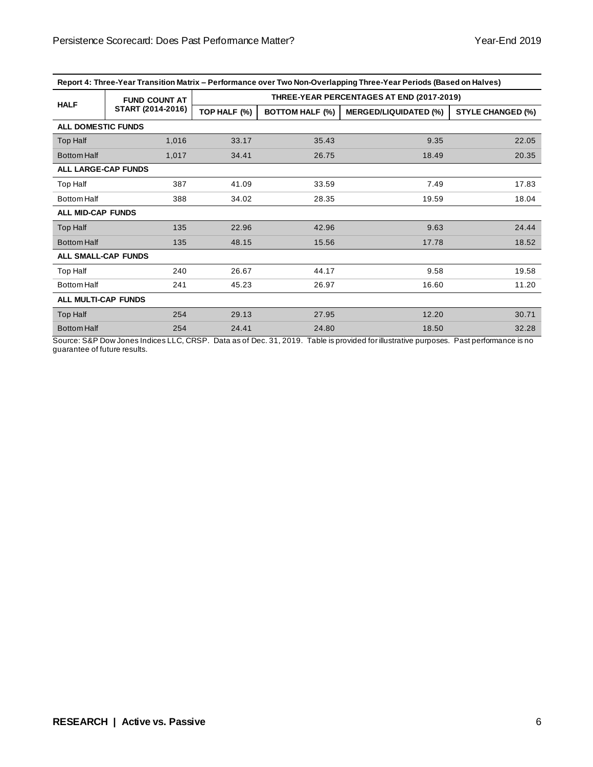**Report 4: Three-Year Transition Matrix – Performance over Two Non-Overlapping Three-Year Periods (Based on Halves)**

| HALF | FUND COUNT AT START (2014-2016) | THREE-YEAR PERCENTAGES AT END (2017-2019) | | | |
|---|---|---|---|---|---|
| | | TOP HALF (%) | BOTTOM HALF (%) | MERGED/LIQUIDATED (%) | STYLE CHANGED (%) |
| **ALL DOMESTIC FUNDS** | | | | | |
| Top Half | 1,016 | 33.17 | 35.43 | 9.35 | 22.05 |
| Bottom Half | 1,017 | 34.41 | 26.75 | 18.49 | 20.35 |
| **ALL LARGE-CAP FUNDS** | | | | | |
| Top Half | 387 | 41.09 | 33.59 | 7.49 | 17.83 |
| Bottom Half | 388 | 34.02 | 28.35 | 19.59 | 18.04 |
| **ALL MID-CAP FUNDS** | | | | | |
| Top Half | 135 | 22.96 | 42.96 | 9.63 | 24.44 |
| Bottom Half | 135 | 48.15 | 15.56 | 17.78 | 18.52 |
| **ALL SMALL-CAP FUNDS** | | | | | |
| Top Half | 240 | 26.67 | 44.17 | 9.58 | 19.58 |
| Bottom Half | 241 | 45.23 | 26.97 | 16.60 | 11.20 |
| **ALL MULTI-CAP FUNDS** | | | | | |
| Top Half | 254 | 29.13 | 27.95 | 12.20 | 30.71 |
| Bottom Half | 254 | 24.41 | 24.80 | 18.50 | 32.28 |

Source: S&P Dow Jones Indices LLC, CRSP. Data as of Dec. 31, 2019. Table is provided for illustrative purposes. Past performance is no guarantee of future results.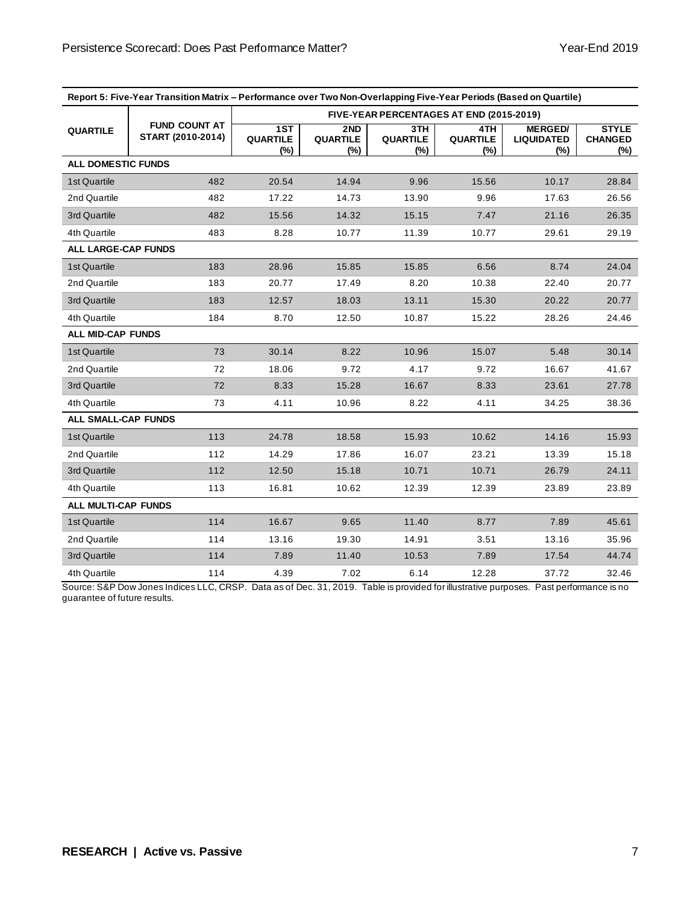**Report 5: Five-Year Transition Matrix – Performance over Two Non-Overlapping Five-Year Periods (Based on Quartile)**

| QUARTILE | FUND COUNT AT START (2010-2014) | FIVE-YEAR PERCENTAGES AT END (2015-2019) | | | | | |
|---|---|---|---|---|---|---|---|
| | | 1ST QUARTILE (%) | 2ND QUARTILE (%) | 3TH QUARTILE (%) | 4TH QUARTILE (%) | MERGED/ LIQUIDATED (%) | STYLE CHANGED (%) |
| **ALL DOMESTIC FUNDS** | | | | | | | |
| 1st Quartile | 482 | 20.54 | 14.94 | 9.96 | 15.56 | 10.17 | 28.84 |
| 2nd Quartile | 482 | 17.22 | 14.73 | 13.90 | 9.96 | 17.63 | 26.56 |
| 3rd Quartile | 482 | 15.56 | 14.32 | 15.15 | 7.47 | 21.16 | 26.35 |
| 4th Quartile | 483 | 8.28 | 10.77 | 11.39 | 10.77 | 29.61 | 29.19 |
| **ALL LARGE-CAP FUNDS** | | | | | | | |
| 1st Quartile | 183 | 28.96 | 15.85 | 15.85 | 6.56 | 8.74 | 24.04 |
| 2nd Quartile | 183 | 20.77 | 17.49 | 8.20 | 10.38 | 22.40 | 20.77 |
| 3rd Quartile | 183 | 12.57 | 18.03 | 13.11 | 15.30 | 20.22 | 20.77 |
| 4th Quartile | 184 | 8.70 | 12.50 | 10.87 | 15.22 | 28.26 | 24.46 |
| **ALL MID-CAP FUNDS** | | | | | | | |
| 1st Quartile | 73 | 30.14 | 8.22 | 10.96 | 15.07 | 5.48 | 30.14 |
| 2nd Quartile | 72 | 18.06 | 9.72 | 4.17 | 9.72 | 16.67 | 41.67 |
| 3rd Quartile | 72 | 8.33 | 15.28 | 16.67 | 8.33 | 23.61 | 27.78 |
| 4th Quartile | 73 | 4.11 | 10.96 | 8.22 | 4.11 | 34.25 | 38.36 |
| **ALL SMALL-CAP FUNDS** | | | | | | | |
| 1st Quartile | 113 | 24.78 | 18.58 | 15.93 | 10.62 | 14.16 | 15.93 |
| 2nd Quartile | 112 | 14.29 | 17.86 | 16.07 | 23.21 | 13.39 | 15.18 |
| 3rd Quartile | 112 | 12.50 | 15.18 | 10.71 | 10.71 | 26.79 | 24.11 |
| 4th Quartile | 113 | 16.81 | 10.62 | 12.39 | 12.39 | 23.89 | 23.89 |
| **ALL MULTI-CAP FUNDS** | | | | | | | |
| 1st Quartile | 114 | 16.67 | 9.65 | 11.40 | 8.77 | 7.89 | 45.61 |
| 2nd Quartile | 114 | 13.16 | 19.30 | 14.91 | 3.51 | 13.16 | 35.96 |
| 3rd Quartile | 114 | 7.89 | 11.40 | 10.53 | 7.89 | 17.54 | 44.74 |
| 4th Quartile | 114 | 4.39 | 7.02 | 6.14 | 12.28 | 37.72 | 32.46 |

Source: S&P Dow Jones Indices LLC, CRSP. Data as of Dec. 31, 2019. Table is provided for illustrative purposes. Past performance is no guarantee of future results.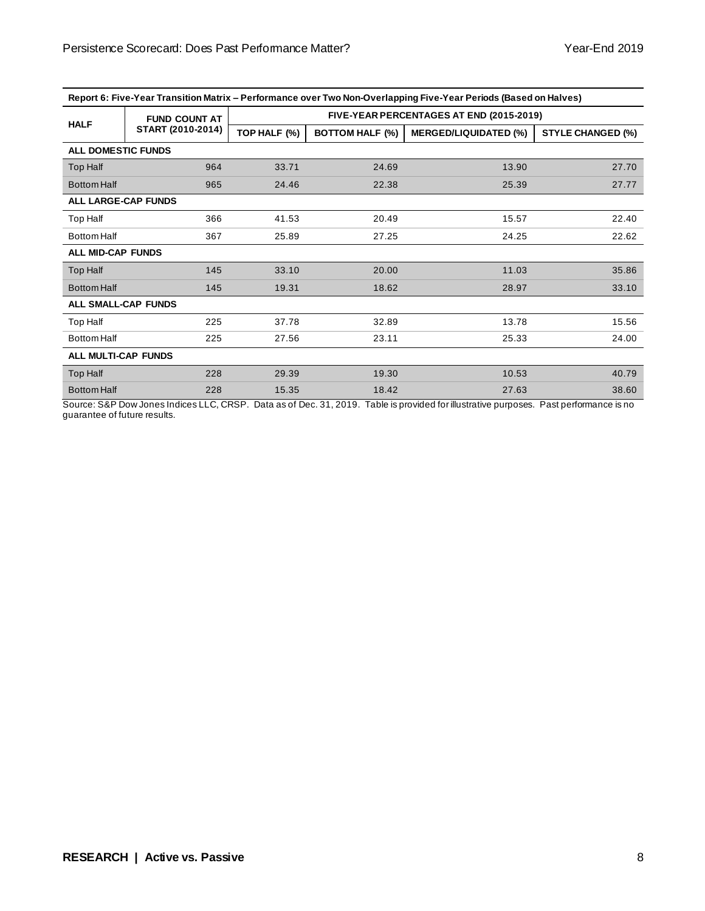**Report 6: Five-Year Transition Matrix – Performance over Two Non-Overlapping Five-Year Periods (Based on Halves)**

| HALF | FUND COUNT AT START (2010-2014) | FIVE-YEAR PERCENTAGES AT END (2015-2019) | | | |
|---|---|---|---|---|---|
| | | TOP HALF (%) | BOTTOM HALF (%) | MERGED/LIQUIDATED (%) | STYLE CHANGED (%) |
| **ALL DOMESTIC FUNDS** | | | | | |
| Top Half | 964 | 33.71 | 24.69 | 13.90 | 27.70 |
| Bottom Half | 965 | 24.46 | 22.38 | 25.39 | 27.77 |
| **ALL LARGE-CAP FUNDS** | | | | | |
| Top Half | 366 | 41.53 | 20.49 | 15.57 | 22.40 |
| Bottom Half | 367 | 25.89 | 27.25 | 24.25 | 22.62 |
| **ALL MID-CAP FUNDS** | | | | | |
| Top Half | 145 | 33.10 | 20.00 | 11.03 | 35.86 |
| Bottom Half | 145 | 19.31 | 18.62 | 28.97 | 33.10 |
| **ALL SMALL-CAP FUNDS** | | | | | |
| Top Half | 225 | 37.78 | 32.89 | 13.78 | 15.56 |
| Bottom Half | 225 | 27.56 | 23.11 | 25.33 | 24.00 |
| **ALL MULTI-CAP FUNDS** | | | | | |
| Top Half | 228 | 29.39 | 19.30 | 10.53 | 40.79 |
| Bottom Half | 228 | 15.35 | 18.42 | 27.63 | 38.60 |

Source: S&P Dow Jones Indices LLC, CRSP. Data as of Dec. 31, 2019. Table is provided for illustrative purposes. Past performance is no guarantee of future results.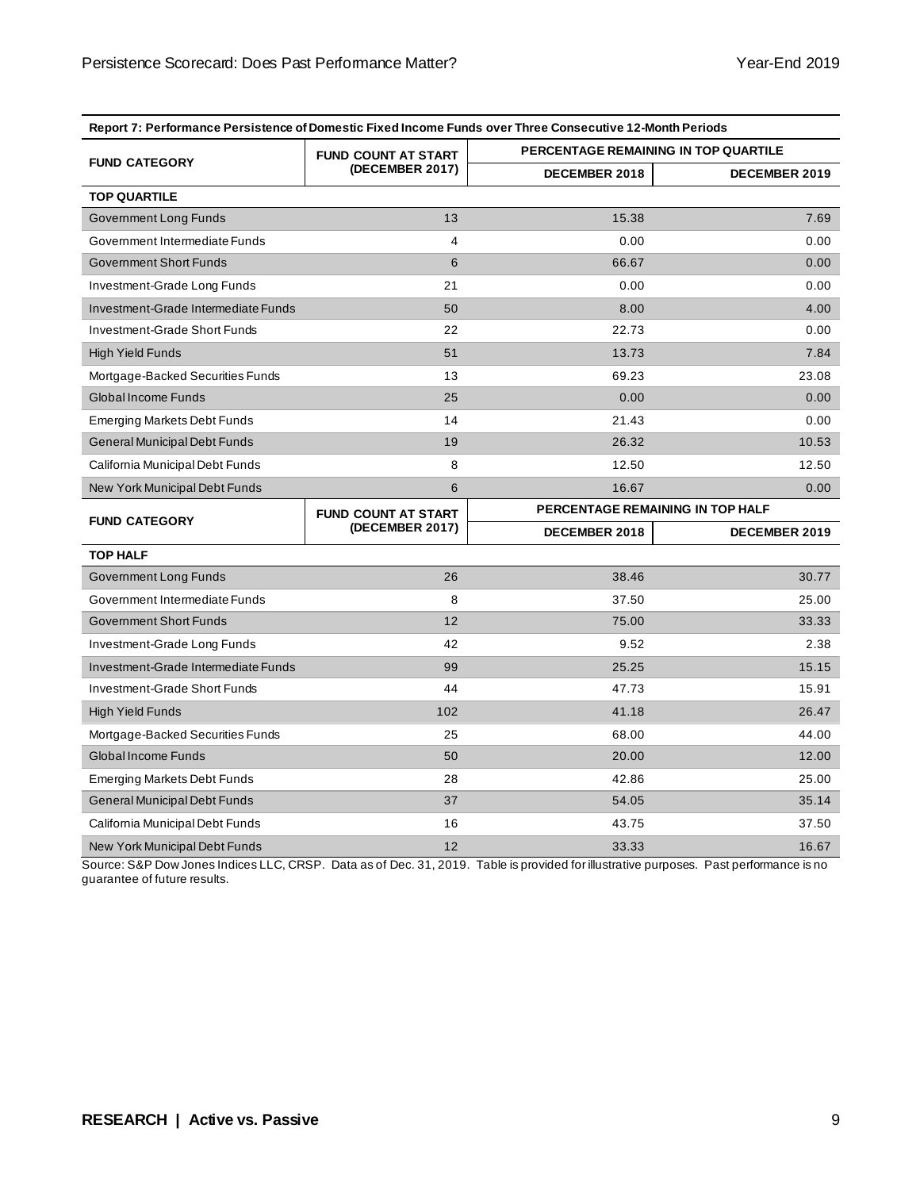**Report 7: Performance Persistence of Domestic Fixed Income Funds over Three Consecutive 12-Month Periods**

| FUND CATEGORY | FUND COUNT AT START (DECEMBER 2017) | PERCENTAGE REMAINING IN TOP QUARTILE | |
|---|---|---|---|
| | | DECEMBER 2018 | DECEMBER 2019 |
| **TOP QUARTILE** | | | |
| Government Long Funds | 13 | 15.38 | 7.69 |
| Government Intermediate Funds | 4 | 0.00 | 0.00 |
| Government Short Funds | 6 | 66.67 | 0.00 |
| Investment-Grade Long Funds | 21 | 0.00 | 0.00 |
| Investment-Grade Intermediate Funds | 50 | 8.00 | 4.00 |
| Investment-Grade Short Funds | 22 | 22.73 | 0.00 |
| High Yield Funds | 51 | 13.73 | 7.84 |
| Mortgage-Backed Securities Funds | 13 | 69.23 | 23.08 |
| Global Income Funds | 25 | 0.00 | 0.00 |
| Emerging Markets Debt Funds | 14 | 21.43 | 0.00 |
| General Municipal Debt Funds | 19 | 26.32 | 10.53 |
| California Municipal Debt Funds | 8 | 12.50 | 12.50 |
| New York Municipal Debt Funds | 6 | 16.67 | 0.00 |
| **FUND CATEGORY** | **FUND COUNT AT START (DECEMBER 2017)** | **PERCENTAGE REMAINING IN TOP HALF** | |
| | | **DECEMBER 2018** | **DECEMBER 2019** |
| **TOP HALF** | | | |
| Government Long Funds | 26 | 38.46 | 30.77 |
| Government Intermediate Funds | 8 | 37.50 | 25.00 |
| Government Short Funds | 12 | 75.00 | 33.33 |
| Investment-Grade Long Funds | 42 | 9.52 | 2.38 |
| Investment-Grade Intermediate Funds | 99 | 25.25 | 15.15 |
| Investment-Grade Short Funds | 44 | 47.73 | 15.91 |
| High Yield Funds | 102 | 41.18 | 26.47 |
| Mortgage-Backed Securities Funds | 25 | 68.00 | 44.00 |
| Global Income Funds | 50 | 20.00 | 12.00 |
| Emerging Markets Debt Funds | 28 | 42.86 | 25.00 |
| General Municipal Debt Funds | 37 | 54.05 | 35.14 |
| California Municipal Debt Funds | 16 | 43.75 | 37.50 |
| New York Municipal Debt Funds | 12 | 33.33 | 16.67 |

Source: S&P Dow Jones Indices LLC, CRSP. Data as of Dec. 31, 2019. Table is provided for illustrative purposes. Past performance is no guarantee of future results.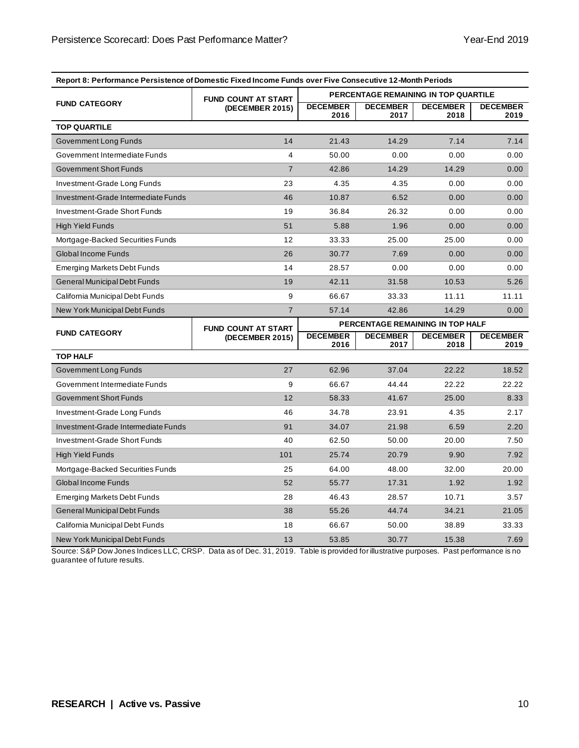| Report 8: Performance Persistence of Domestic Fixed Income Funds over Five Consecutive 12-Month Periods | | | | | |
|---|---|---|---|---|---|
| FUND CATEGORY | FUND COUNT AT START (DECEMBER 2015) | PERCENTAGE REMAINING IN TOP QUARTILE | | | |
| | | DECEMBER 2016 | DECEMBER 2017 | DECEMBER 2018 | DECEMBER 2019 |
| **TOP QUARTILE** | | | | | |
| Government Long Funds | 14 | 21.43 | 14.29 | 7.14 | 7.14 |
| Government Intermediate Funds | 4 | 50.00 | 0.00 | 0.00 | 0.00 |
| Government Short Funds | 7 | 42.86 | 14.29 | 14.29 | 0.00 |
| Investment-Grade Long Funds | 23 | 4.35 | 4.35 | 0.00 | 0.00 |
| Investment-Grade Intermediate Funds | 46 | 10.87 | 6.52 | 0.00 | 0.00 |
| Investment-Grade Short Funds | 19 | 36.84 | 26.32 | 0.00 | 0.00 |
| High Yield Funds | 51 | 5.88 | 1.96 | 0.00 | 0.00 |
| Mortgage-Backed Securities Funds | 12 | 33.33 | 25.00 | 25.00 | 0.00 |
| Global Income Funds | 26 | 30.77 | 7.69 | 0.00 | 0.00 |
| Emerging Markets Debt Funds | 14 | 28.57 | 0.00 | 0.00 | 0.00 |
| General Municipal Debt Funds | 19 | 42.11 | 31.58 | 10.53 | 5.26 |
| California Municipal Debt Funds | 9 | 66.67 | 33.33 | 11.11 | 11.11 |
| New York Municipal Debt Funds | 7 | 57.14 | 42.86 | 14.29 | 0.00 |
| FUND CATEGORY | FUND COUNT AT START (DECEMBER 2015) | PERCENTAGE REMAINING IN TOP HALF | | | |
| | | DECEMBER 2016 | DECEMBER 2017 | DECEMBER 2018 | DECEMBER 2019 |
| **TOP HALF** | | | | | |
| Government Long Funds | 27 | 62.96 | 37.04 | 22.22 | 18.52 |
| Government Intermediate Funds | 9 | 66.67 | 44.44 | 22.22 | 22.22 |
| Government Short Funds | 12 | 58.33 | 41.67 | 25.00 | 8.33 |
| Investment-Grade Long Funds | 46 | 34.78 | 23.91 | 4.35 | 2.17 |
| Investment-Grade Intermediate Funds | 91 | 34.07 | 21.98 | 6.59 | 2.20 |
| Investment-Grade Short Funds | 40 | 62.50 | 50.00 | 20.00 | 7.50 |
| High Yield Funds | 101 | 25.74 | 20.79 | 9.90 | 7.92 |
| Mortgage-Backed Securities Funds | 25 | 64.00 | 48.00 | 32.00 | 20.00 |
| Global Income Funds | 52 | 55.77 | 17.31 | 1.92 | 1.92 |
| Emerging Markets Debt Funds | 28 | 46.43 | 28.57 | 10.71 | 3.57 |
| General Municipal Debt Funds | 38 | 55.26 | 44.74 | 34.21 | 21.05 |
| California Municipal Debt Funds | 18 | 66.67 | 50.00 | 38.89 | 33.33 |
| New York Municipal Debt Funds | 13 | 53.85 | 30.77 | 15.38 | 7.69 |

Source: S&P Dow Jones Indices LLC, CRSP. Data as of Dec. 31, 2019. Table is provided for illustrative purposes. Past performance is no guarantee of future results.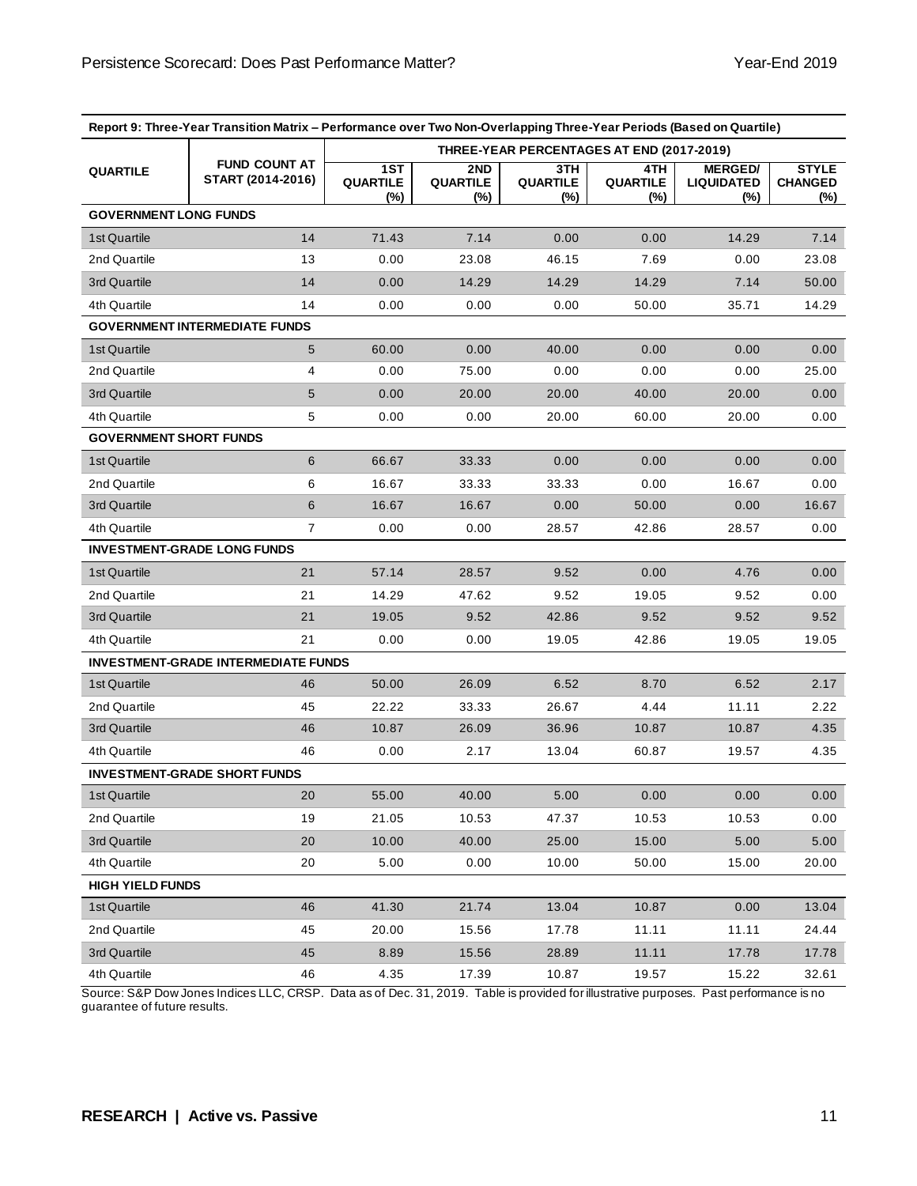| Report 9: Three-Year Transition Matrix – Performance over Two Non-Overlapping Three-Year Periods (Based on Quartile) | | | | | | | |
|---|---|---|---|---|---|---|---|
| QUARTILE | FUND COUNT AT START (2014-2016) | THREE-YEAR PERCENTAGES AT END (2017-2019) | | | | | |
| | | 1ST QUARTILE (%) | 2ND QUARTILE (%) | 3TH QUARTILE (%) | 4TH QUARTILE (%) | MERGED/ LIQUIDATED (%) | STYLE CHANGED (%) |
| **GOVERNMENT LONG FUNDS** | | | | | | | |
| 1st Quartile | 14 | 71.43 | 7.14 | 0.00 | 0.00 | 14.29 | 7.14 |
| 2nd Quartile | 13 | 0.00 | 23.08 | 46.15 | 7.69 | 0.00 | 23.08 |
| 3rd Quartile | 14 | 0.00 | 14.29 | 14.29 | 14.29 | 7.14 | 50.00 |
| 4th Quartile | 14 | 0.00 | 0.00 | 0.00 | 50.00 | 35.71 | 14.29 |
| **GOVERNMENT INTERMEDIATE FUNDS** | | | | | | | |
| 1st Quartile | 5 | 60.00 | 0.00 | 40.00 | 0.00 | 0.00 | 0.00 |
| 2nd Quartile | 4 | 0.00 | 75.00 | 0.00 | 0.00 | 0.00 | 25.00 |
| 3rd Quartile | 5 | 0.00 | 20.00 | 20.00 | 40.00 | 20.00 | 0.00 |
| 4th Quartile | 5 | 0.00 | 0.00 | 20.00 | 60.00 | 20.00 | 0.00 |
| **GOVERNMENT SHORT FUNDS** | | | | | | | |
| 1st Quartile | 6 | 66.67 | 33.33 | 0.00 | 0.00 | 0.00 | 0.00 |
| 2nd Quartile | 6 | 16.67 | 33.33 | 33.33 | 0.00 | 16.67 | 0.00 |
| 3rd Quartile | 6 | 16.67 | 16.67 | 0.00 | 50.00 | 0.00 | 16.67 |
| 4th Quartile | 7 | 0.00 | 0.00 | 28.57 | 42.86 | 28.57 | 0.00 |
| **INVESTMENT-GRADE LONG FUNDS** | | | | | | | |
| 1st Quartile | 21 | 57.14 | 28.57 | 9.52 | 0.00 | 4.76 | 0.00 |
| 2nd Quartile | 21 | 14.29 | 47.62 | 9.52 | 19.05 | 9.52 | 0.00 |
| 3rd Quartile | 21 | 19.05 | 9.52 | 42.86 | 9.52 | 9.52 | 9.52 |
| 4th Quartile | 21 | 0.00 | 0.00 | 19.05 | 42.86 | 19.05 | 19.05 |
| **INVESTMENT-GRADE INTERMEDIATE FUNDS** | | | | | | | |
| 1st Quartile | 46 | 50.00 | 26.09 | 6.52 | 8.70 | 6.52 | 2.17 |
| 2nd Quartile | 45 | 22.22 | 33.33 | 26.67 | 4.44 | 11.11 | 2.22 |
| 3rd Quartile | 46 | 10.87 | 26.09 | 36.96 | 10.87 | 10.87 | 4.35 |
| 4th Quartile | 46 | 0.00 | 2.17 | 13.04 | 60.87 | 19.57 | 4.35 |
| **INVESTMENT-GRADE SHORT FUNDS** | | | | | | | |
| 1st Quartile | 20 | 55.00 | 40.00 | 5.00 | 0.00 | 0.00 | 0.00 |
| 2nd Quartile | 19 | 21.05 | 10.53 | 47.37 | 10.53 | 10.53 | 0.00 |
| 3rd Quartile | 20 | 10.00 | 40.00 | 25.00 | 15.00 | 5.00 | 5.00 |
| 4th Quartile | 20 | 5.00 | 0.00 | 10.00 | 50.00 | 15.00 | 20.00 |
| **HIGH YIELD FUNDS** | | | | | | | |
| 1st Quartile | 46 | 41.30 | 21.74 | 13.04 | 10.87 | 0.00 | 13.04 |
| 2nd Quartile | 45 | 20.00 | 15.56 | 17.78 | 11.11 | 11.11 | 24.44 |
| 3rd Quartile | 45 | 8.89 | 15.56 | 28.89 | 11.11 | 17.78 | 17.78 |
| 4th Quartile | 46 | 4.35 | 17.39 | 10.87 | 19.57 | 15.22 | 32.61 |

Source: S&P Dow Jones Indices LLC, CRSP. Data as of Dec. 31, 2019. Table is provided for illustrative purposes. Past performance is no guarantee of future results.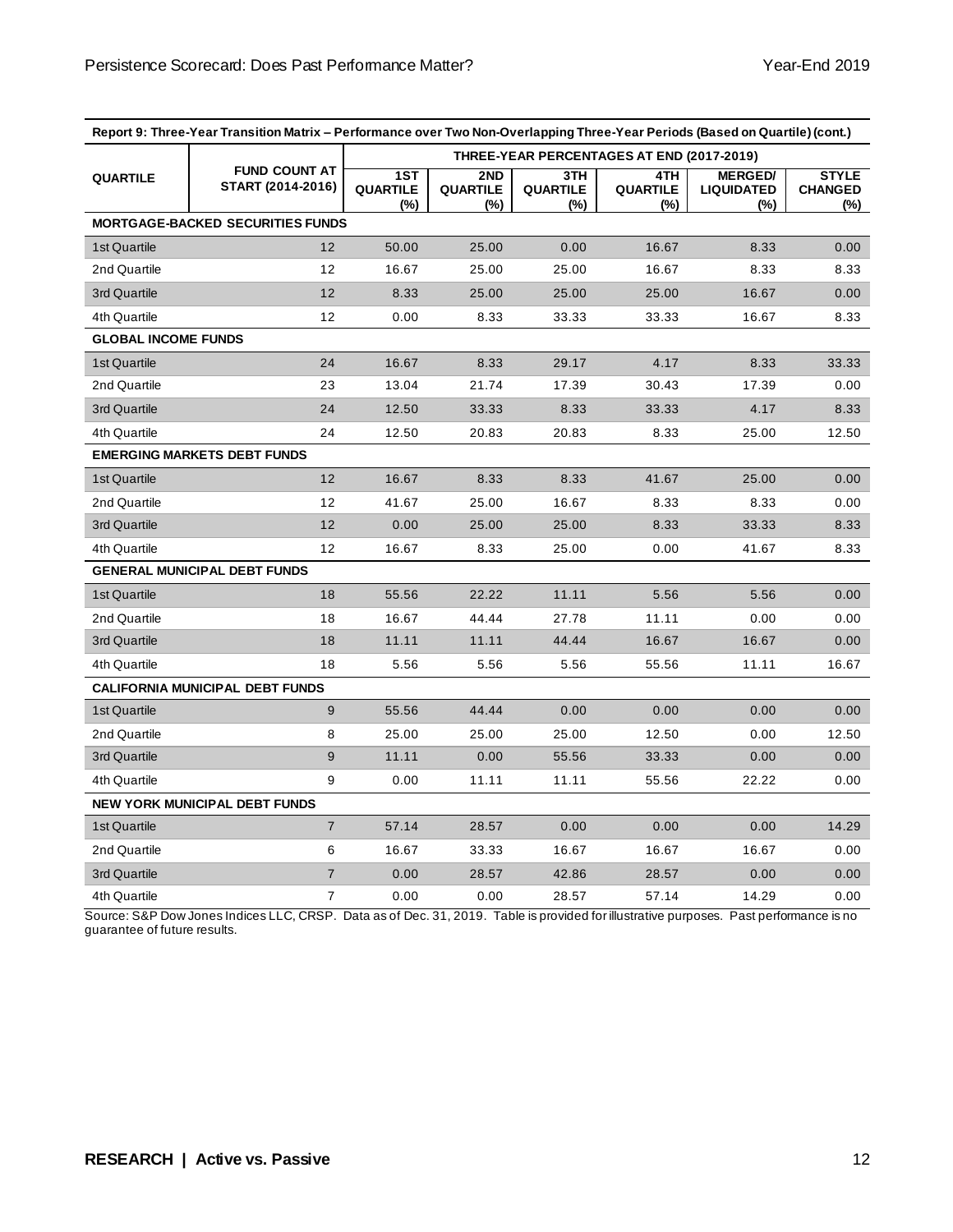| Report 9: Three-Year Transition Matrix – Performance over Two Non-Overlapping Three-Year Periods (Based on Quartile) (cont.) | | | | | | | |
|---|---|---|---|---|---|---|---|
| QUARTILE | FUND COUNT AT START (2014-2016) | THREE-YEAR PERCENTAGES AT END (2017-2019) | | | | | |
| | | 1ST QUARTILE (%) | 2ND QUARTILE (%) | 3TH QUARTILE (%) | 4TH QUARTILE (%) | MERGED/ LIQUIDATED (%) | STYLE CHANGED (%) |
| **MORTGAGE-BACKED SECURITIES FUNDS** | | | | | | | |
| 1st Quartile | 12 | 50.00 | 25.00 | 0.00 | 16.67 | 8.33 | 0.00 |
| 2nd Quartile | 12 | 16.67 | 25.00 | 25.00 | 16.67 | 8.33 | 8.33 |
| 3rd Quartile | 12 | 8.33 | 25.00 | 25.00 | 25.00 | 16.67 | 0.00 |
| 4th Quartile | 12 | 0.00 | 8.33 | 33.33 | 33.33 | 16.67 | 8.33 |
| **GLOBAL INCOME FUNDS** | | | | | | | |
| 1st Quartile | 24 | 16.67 | 8.33 | 29.17 | 4.17 | 8.33 | 33.33 |
| 2nd Quartile | 23 | 13.04 | 21.74 | 17.39 | 30.43 | 17.39 | 0.00 |
| 3rd Quartile | 24 | 12.50 | 33.33 | 8.33 | 33.33 | 4.17 | 8.33 |
| 4th Quartile | 24 | 12.50 | 20.83 | 20.83 | 8.33 | 25.00 | 12.50 |
| **EMERGING MARKETS DEBT FUNDS** | | | | | | | |
| 1st Quartile | 12 | 16.67 | 8.33 | 8.33 | 41.67 | 25.00 | 0.00 |
| 2nd Quartile | 12 | 41.67 | 25.00 | 16.67 | 8.33 | 8.33 | 0.00 |
| 3rd Quartile | 12 | 0.00 | 25.00 | 25.00 | 8.33 | 33.33 | 8.33 |
| 4th Quartile | 12 | 16.67 | 8.33 | 25.00 | 0.00 | 41.67 | 8.33 |
| **GENERAL MUNICIPAL DEBT FUNDS** | | | | | | | |
| 1st Quartile | 18 | 55.56 | 22.22 | 11.11 | 5.56 | 5.56 | 0.00 |
| 2nd Quartile | 18 | 16.67 | 44.44 | 27.78 | 11.11 | 0.00 | 0.00 |
| 3rd Quartile | 18 | 11.11 | 11.11 | 44.44 | 16.67 | 16.67 | 0.00 |
| 4th Quartile | 18 | 5.56 | 5.56 | 5.56 | 55.56 | 11.11 | 16.67 |
| **CALIFORNIA MUNICIPAL DEBT FUNDS** | | | | | | | |
| 1st Quartile | 9 | 55.56 | 44.44 | 0.00 | 0.00 | 0.00 | 0.00 |
| 2nd Quartile | 8 | 25.00 | 25.00 | 25.00 | 12.50 | 0.00 | 12.50 |
| 3rd Quartile | 9 | 11.11 | 0.00 | 55.56 | 33.33 | 0.00 | 0.00 |
| 4th Quartile | 9 | 0.00 | 11.11 | 11.11 | 55.56 | 22.22 | 0.00 |
| **NEW YORK MUNICIPAL DEBT FUNDS** | | | | | | | |
| 1st Quartile | 7 | 57.14 | 28.57 | 0.00 | 0.00 | 0.00 | 14.29 |
| 2nd Quartile | 6 | 16.67 | 33.33 | 16.67 | 16.67 | 16.67 | 0.00 |
| 3rd Quartile | 7 | 0.00 | 28.57 | 42.86 | 28.57 | 0.00 | 0.00 |
| 4th Quartile | 7 | 0.00 | 0.00 | 28.57 | 57.14 | 14.29 | 0.00 |

Source: S&P Dow Jones Indices LLC, CRSP. Data as of Dec. 31, 2019. Table is provided for illustrative purposes. Past performance is no guarantee of future results.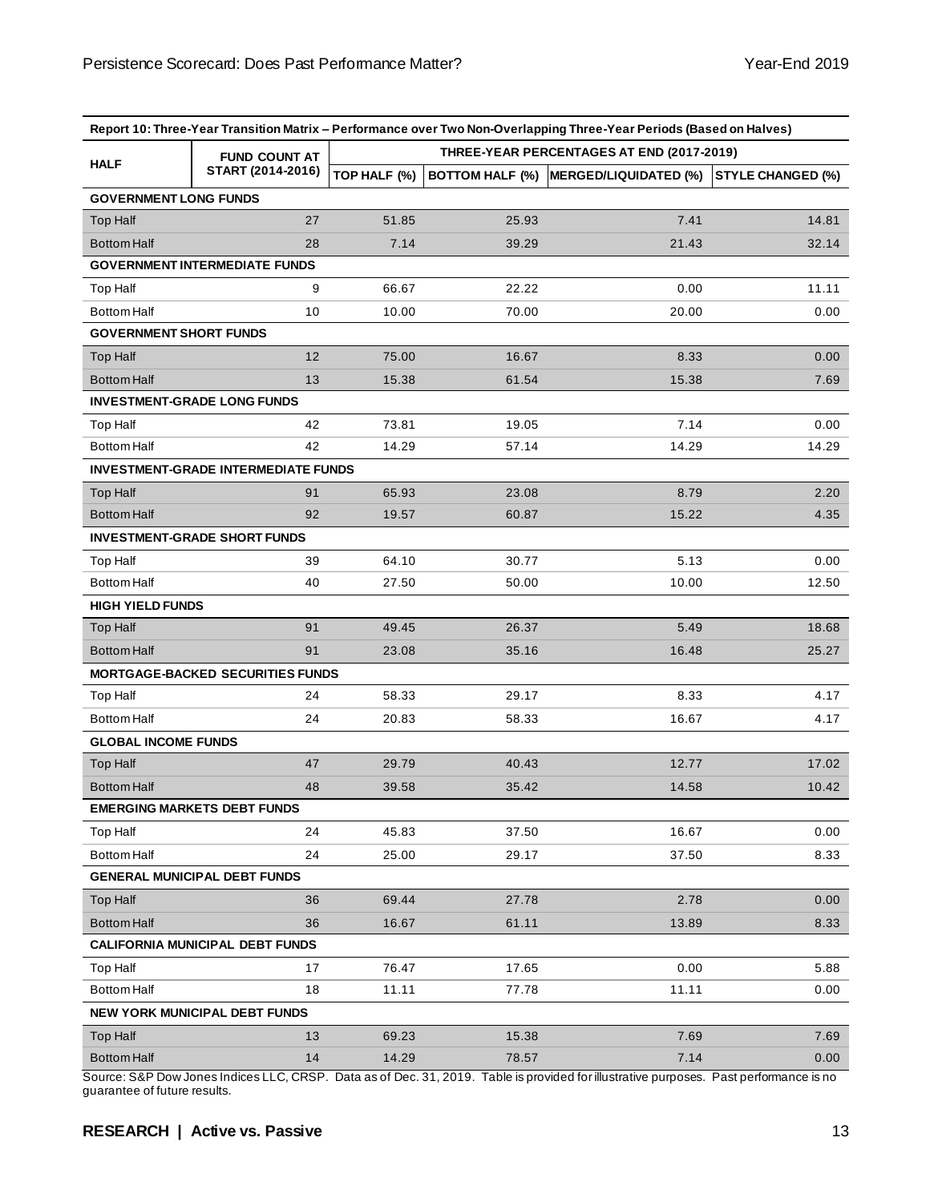| Report 10: Three-Year Transition Matrix – Performance over Two Non-Overlapping Three-Year Periods (Based on Halves) | | | | | |
|---|---|---|---|---|---|
| HALF | FUND COUNT AT START (2014-2016) | THREE-YEAR PERCENTAGES AT END (2017-2019) | | | |
| | | TOP HALF (%) | BOTTOM HALF (%) | MERGED/LIQUIDATED (%) | STYLE CHANGED (%) |
| **GOVERNMENT LONG FUNDS** | | | | | |
| Top Half | 27 | 51.85 | 25.93 | 7.41 | 14.81 |
| Bottom Half | 28 | 7.14 | 39.29 | 21.43 | 32.14 |
| **GOVERNMENT INTERMEDIATE FUNDS** | | | | | |
| Top Half | 9 | 66.67 | 22.22 | 0.00 | 11.11 |
| Bottom Half | 10 | 10.00 | 70.00 | 20.00 | 0.00 |
| **GOVERNMENT SHORT FUNDS** | | | | | |
| Top Half | 12 | 75.00 | 16.67 | 8.33 | 0.00 |
| Bottom Half | 13 | 15.38 | 61.54 | 15.38 | 7.69 |
| **INVESTMENT-GRADE LONG FUNDS** | | | | | |
| Top Half | 42 | 73.81 | 19.05 | 7.14 | 0.00 |
| Bottom Half | 42 | 14.29 | 57.14 | 14.29 | 14.29 |
| **INVESTMENT-GRADE INTERMEDIATE FUNDS** | | | | | |
| Top Half | 91 | 65.93 | 23.08 | 8.79 | 2.20 |
| Bottom Half | 92 | 19.57 | 60.87 | 15.22 | 4.35 |
| **INVESTMENT-GRADE SHORT FUNDS** | | | | | |
| Top Half | 39 | 64.10 | 30.77 | 5.13 | 0.00 |
| Bottom Half | 40 | 27.50 | 50.00 | 10.00 | 12.50 |
| **HIGH YIELD FUNDS** | | | | | |
| Top Half | 91 | 49.45 | 26.37 | 5.49 | 18.68 |
| Bottom Half | 91 | 23.08 | 35.16 | 16.48 | 25.27 |
| **MORTGAGE-BACKED SECURITIES FUNDS** | | | | | |
| Top Half | 24 | 58.33 | 29.17 | 8.33 | 4.17 |
| Bottom Half | 24 | 20.83 | 58.33 | 16.67 | 4.17 |
| **GLOBAL INCOME FUNDS** | | | | | |
| Top Half | 47 | 29.79 | 40.43 | 12.77 | 17.02 |
| Bottom Half | 48 | 39.58 | 35.42 | 14.58 | 10.42 |
| **EMERGING MARKETS DEBT FUNDS** | | | | | |
| Top Half | 24 | 45.83 | 37.50 | 16.67 | 0.00 |
| Bottom Half | 24 | 25.00 | 29.17 | 37.50 | 8.33 |
| **GENERAL MUNICIPAL DEBT FUNDS** | | | | | |
| Top Half | 36 | 69.44 | 27.78 | 2.78 | 0.00 |
| Bottom Half | 36 | 16.67 | 61.11 | 13.89 | 8.33 |
| **CALIFORNIA MUNICIPAL DEBT FUNDS** | | | | | |
| Top Half | 17 | 76.47 | 17.65 | 0.00 | 5.88 |
| Bottom Half | 18 | 11.11 | 77.78 | 11.11 | 0.00 |
| **NEW YORK MUNICIPAL DEBT FUNDS** | | | | | |
| Top Half | 13 | 69.23 | 15.38 | 7.69 | 7.69 |
| Bottom Half | 14 | 14.29 | 78.57 | 7.14 | 0.00 |

Source: S&P Dow Jones Indices LLC, CRSP. Data as of Dec. 31, 2019. Table is provided for illustrative purposes. Past performance is no guarantee of future results.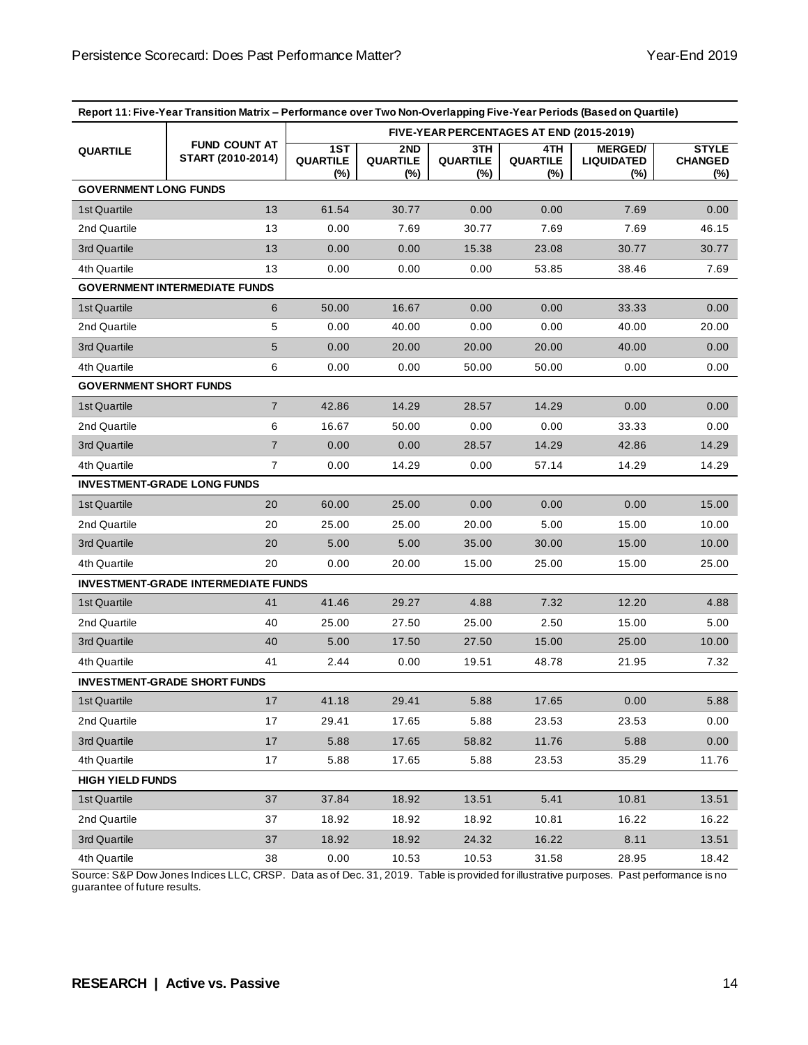| Report 11: Five-Year Transition Matrix – Performance over Two Non-Overlapping Five-Year Periods (Based on Quartile) | | | | | | | |
|---|---|---|---|---|---|---|---|
| QUARTILE | FUND COUNT AT START (2010-2014) | FIVE-YEAR PERCENTAGES AT END (2015-2019) | | | | | |
| | | 1ST QUARTILE (%) | 2ND QUARTILE (%) | 3TH QUARTILE (%) | 4TH QUARTILE (%) | MERGED/ LIQUIDATED (%) | STYLE CHANGED (%) |
| **GOVERNMENT LONG FUNDS** | | | | | | | |
| 1st Quartile | 13 | 61.54 | 30.77 | 0.00 | 0.00 | 7.69 | 0.00 |
| 2nd Quartile | 13 | 0.00 | 7.69 | 30.77 | 7.69 | 7.69 | 46.15 |
| 3rd Quartile | 13 | 0.00 | 0.00 | 15.38 | 23.08 | 30.77 | 30.77 |
| 4th Quartile | 13 | 0.00 | 0.00 | 0.00 | 53.85 | 38.46 | 7.69 |
| **GOVERNMENT INTERMEDIATE FUNDS** | | | | | | | |
| 1st Quartile | 6 | 50.00 | 16.67 | 0.00 | 0.00 | 33.33 | 0.00 |
| 2nd Quartile | 5 | 0.00 | 40.00 | 0.00 | 0.00 | 40.00 | 20.00 |
| 3rd Quartile | 5 | 0.00 | 20.00 | 20.00 | 20.00 | 40.00 | 0.00 |
| 4th Quartile | 6 | 0.00 | 0.00 | 50.00 | 50.00 | 0.00 | 0.00 |
| **GOVERNMENT SHORT FUNDS** | | | | | | | |
| 1st Quartile | 7 | 42.86 | 14.29 | 28.57 | 14.29 | 0.00 | 0.00 |
| 2nd Quartile | 6 | 16.67 | 50.00 | 0.00 | 0.00 | 33.33 | 0.00 |
| 3rd Quartile | 7 | 0.00 | 0.00 | 28.57 | 14.29 | 42.86 | 14.29 |
| 4th Quartile | 7 | 0.00 | 14.29 | 0.00 | 57.14 | 14.29 | 14.29 |
| **INVESTMENT-GRADE LONG FUNDS** | | | | | | | |
| 1st Quartile | 20 | 60.00 | 25.00 | 0.00 | 0.00 | 0.00 | 15.00 |
| 2nd Quartile | 20 | 25.00 | 25.00 | 20.00 | 5.00 | 15.00 | 10.00 |
| 3rd Quartile | 20 | 5.00 | 5.00 | 35.00 | 30.00 | 15.00 | 10.00 |
| 4th Quartile | 20 | 0.00 | 20.00 | 15.00 | 25.00 | 15.00 | 25.00 |
| **INVESTMENT-GRADE INTERMEDIATE FUNDS** | | | | | | | |
| 1st Quartile | 41 | 41.46 | 29.27 | 4.88 | 7.32 | 12.20 | 4.88 |
| 2nd Quartile | 40 | 25.00 | 27.50 | 25.00 | 2.50 | 15.00 | 5.00 |
| 3rd Quartile | 40 | 5.00 | 17.50 | 27.50 | 15.00 | 25.00 | 10.00 |
| 4th Quartile | 41 | 2.44 | 0.00 | 19.51 | 48.78 | 21.95 | 7.32 |
| **INVESTMENT-GRADE SHORT FUNDS** | | | | | | | |
| 1st Quartile | 17 | 41.18 | 29.41 | 5.88 | 17.65 | 0.00 | 5.88 |
| 2nd Quartile | 17 | 29.41 | 17.65 | 5.88 | 23.53 | 23.53 | 0.00 |
| 3rd Quartile | 17 | 5.88 | 17.65 | 58.82 | 11.76 | 5.88 | 0.00 |
| 4th Quartile | 17 | 5.88 | 17.65 | 5.88 | 23.53 | 35.29 | 11.76 |
| **HIGH YIELD FUNDS** | | | | | | | |
| 1st Quartile | 37 | 37.84 | 18.92 | 13.51 | 5.41 | 10.81 | 13.51 |
| 2nd Quartile | 37 | 18.92 | 18.92 | 18.92 | 10.81 | 16.22 | 16.22 |
| 3rd Quartile | 37 | 18.92 | 18.92 | 24.32 | 16.22 | 8.11 | 13.51 |
| 4th Quartile | 38 | 0.00 | 10.53 | 10.53 | 31.58 | 28.95 | 18.42 |

Source: S&P Dow Jones Indices LLC, CRSP. Data as of Dec. 31, 2019. Table is provided for illustrative purposes. Past performance is no guarantee of future results.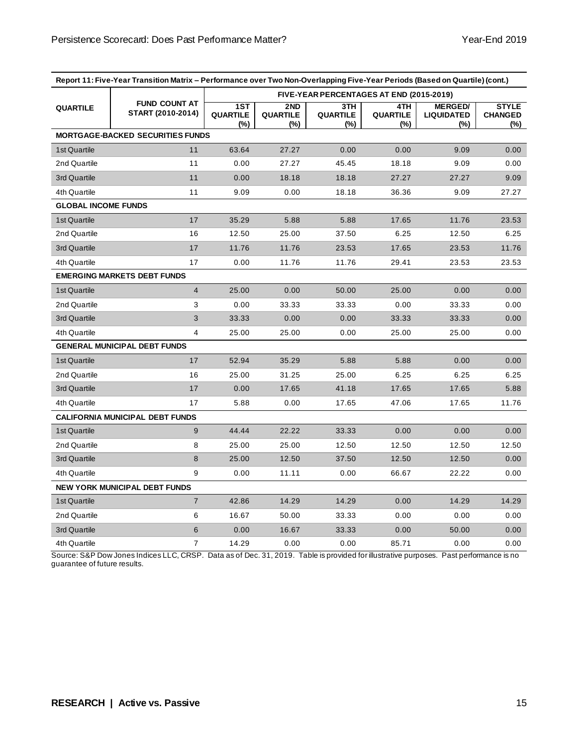**Report 11: Five-Year Transition Matrix – Performance over Two Non-Overlapping Five-Year Periods (Based on Quartile) (cont.)**

| QUARTILE | FUND COUNT AT START (2010-2014) | FIVE-YEAR PERCENTAGES AT END (2015-2019) | | | | | |
|---|---|---|---|---|---|---|---|
| | | 1ST QUARTILE (%) | 2ND QUARTILE (%) | 3TH QUARTILE (%) | 4TH QUARTILE (%) | MERGED/ LIQUIDATED (%) | STYLE CHANGED (%) |
| **MORTGAGE-BACKED SECURITIES FUNDS** | | | | | | | |
| 1st Quartile | 11 | 63.64 | 27.27 | 0.00 | 0.00 | 9.09 | 0.00 |
| 2nd Quartile | 11 | 0.00 | 27.27 | 45.45 | 18.18 | 9.09 | 0.00 |
| 3rd Quartile | 11 | 0.00 | 18.18 | 18.18 | 27.27 | 27.27 | 9.09 |
| 4th Quartile | 11 | 9.09 | 0.00 | 18.18 | 36.36 | 9.09 | 27.27 |
| **GLOBAL INCOME FUNDS** | | | | | | | |
| 1st Quartile | 17 | 35.29 | 5.88 | 5.88 | 17.65 | 11.76 | 23.53 |
| 2nd Quartile | 16 | 12.50 | 25.00 | 37.50 | 6.25 | 12.50 | 6.25 |
| 3rd Quartile | 17 | 11.76 | 11.76 | 23.53 | 17.65 | 23.53 | 11.76 |
| 4th Quartile | 17 | 0.00 | 11.76 | 11.76 | 29.41 | 23.53 | 23.53 |
| **EMERGING MARKETS DEBT FUNDS** | | | | | | | |
| 1st Quartile | 4 | 25.00 | 0.00 | 50.00 | 25.00 | 0.00 | 0.00 |
| 2nd Quartile | 3 | 0.00 | 33.33 | 33.33 | 0.00 | 33.33 | 0.00 |
| 3rd Quartile | 3 | 33.33 | 0.00 | 0.00 | 33.33 | 33.33 | 0.00 |
| 4th Quartile | 4 | 25.00 | 25.00 | 0.00 | 25.00 | 25.00 | 0.00 |
| **GENERAL MUNICIPAL DEBT FUNDS** | | | | | | | |
| 1st Quartile | 17 | 52.94 | 35.29 | 5.88 | 5.88 | 0.00 | 0.00 |
| 2nd Quartile | 16 | 25.00 | 31.25 | 25.00 | 6.25 | 6.25 | 6.25 |
| 3rd Quartile | 17 | 0.00 | 17.65 | 41.18 | 17.65 | 17.65 | 5.88 |
| 4th Quartile | 17 | 5.88 | 0.00 | 17.65 | 47.06 | 17.65 | 11.76 |
| **CALIFORNIA MUNICIPAL DEBT FUNDS** | | | | | | | |
| 1st Quartile | 9 | 44.44 | 22.22 | 33.33 | 0.00 | 0.00 | 0.00 |
| 2nd Quartile | 8 | 25.00 | 25.00 | 12.50 | 12.50 | 12.50 | 12.50 |
| 3rd Quartile | 8 | 25.00 | 12.50 | 37.50 | 12.50 | 12.50 | 0.00 |
| 4th Quartile | 9 | 0.00 | 11.11 | 0.00 | 66.67 | 22.22 | 0.00 |
| **NEW YORK MUNICIPAL DEBT FUNDS** | | | | | | | |
| 1st Quartile | 7 | 42.86 | 14.29 | 14.29 | 0.00 | 14.29 | 14.29 |
| 2nd Quartile | 6 | 16.67 | 50.00 | 33.33 | 0.00 | 0.00 | 0.00 |
| 3rd Quartile | 6 | 0.00 | 16.67 | 33.33 | 0.00 | 50.00 | 0.00 |
| 4th Quartile | 7 | 14.29 | 0.00 | 0.00 | 85.71 | 0.00 | 0.00 |

Source: S&P Dow Jones Indices LLC, CRSP. Data as of Dec. 31, 2019. Table is provided for illustrative purposes. Past performance is no guarantee of future results.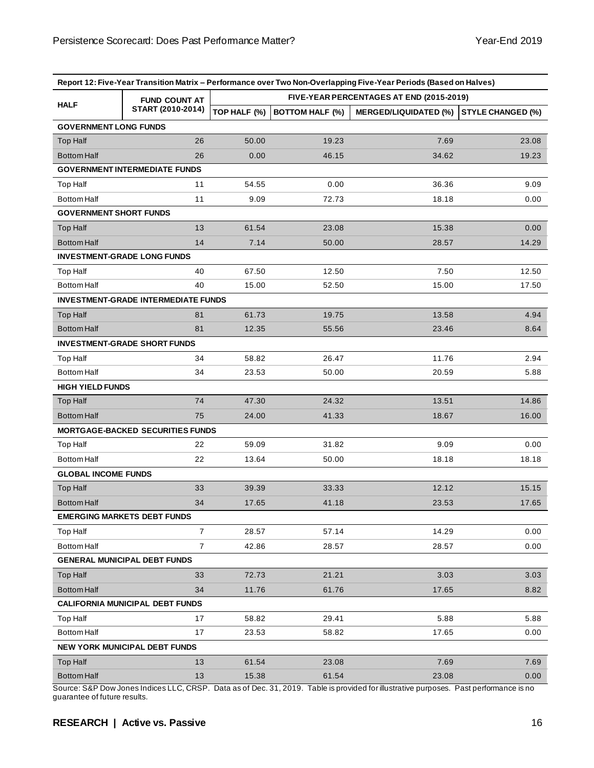| Report 12: Five-Year Transition Matrix – Performance over Two Non-Overlapping Five-Year Periods (Based on Halves) | | | | | |
|---|---|---|---|---|---|
| HALF | FUND COUNT AT START (2010-2014) | FIVE-YEAR PERCENTAGES AT END (2015-2019) | | | |
| | | TOP HALF (%) | BOTTOM HALF (%) | MERGED/LIQUIDATED (%) | STYLE CHANGED (%) |
| **GOVERNMENT LONG FUNDS** | | | | | |
| Top Half | 26 | 50.00 | 19.23 | 7.69 | 23.08 |
| Bottom Half | 26 | 0.00 | 46.15 | 34.62 | 19.23 |
| **GOVERNMENT INTERMEDIATE FUNDS** | | | | | |
| Top Half | 11 | 54.55 | 0.00 | 36.36 | 9.09 |
| Bottom Half | 11 | 9.09 | 72.73 | 18.18 | 0.00 |
| **GOVERNMENT SHORT FUNDS** | | | | | |
| Top Half | 13 | 61.54 | 23.08 | 15.38 | 0.00 |
| Bottom Half | 14 | 7.14 | 50.00 | 28.57 | 14.29 |
| **INVESTMENT-GRADE LONG FUNDS** | | | | | |
| Top Half | 40 | 67.50 | 12.50 | 7.50 | 12.50 |
| Bottom Half | 40 | 15.00 | 52.50 | 15.00 | 17.50 |
| **INVESTMENT-GRADE INTERMEDIATE FUNDS** | | | | | |
| Top Half | 81 | 61.73 | 19.75 | 13.58 | 4.94 |
| Bottom Half | 81 | 12.35 | 55.56 | 23.46 | 8.64 |
| **INVESTMENT-GRADE SHORT FUNDS** | | | | | |
| Top Half | 34 | 58.82 | 26.47 | 11.76 | 2.94 |
| Bottom Half | 34 | 23.53 | 50.00 | 20.59 | 5.88 |
| **HIGH YIELD FUNDS** | | | | | |
| Top Half | 74 | 47.30 | 24.32 | 13.51 | 14.86 |
| Bottom Half | 75 | 24.00 | 41.33 | 18.67 | 16.00 |
| **MORTGAGE-BACKED SECURITIES FUNDS** | | | | | |
| Top Half | 22 | 59.09 | 31.82 | 9.09 | 0.00 |
| Bottom Half | 22 | 13.64 | 50.00 | 18.18 | 18.18 |
| **GLOBAL INCOME FUNDS** | | | | | |
| Top Half | 33 | 39.39 | 33.33 | 12.12 | 15.15 |
| Bottom Half | 34 | 17.65 | 41.18 | 23.53 | 17.65 |
| **EMERGING MARKETS DEBT FUNDS** | | | | | |
| Top Half | 7 | 28.57 | 57.14 | 14.29 | 0.00 |
| Bottom Half | 7 | 42.86 | 28.57 | 28.57 | 0.00 |
| **GENERAL MUNICIPAL DEBT FUNDS** | | | | | |
| Top Half | 33 | 72.73 | 21.21 | 3.03 | 3.03 |
| Bottom Half | 34 | 11.76 | 61.76 | 17.65 | 8.82 |
| **CALIFORNIA MUNICIPAL DEBT FUNDS** | | | | | |
| Top Half | 17 | 58.82 | 29.41 | 5.88 | 5.88 |
| Bottom Half | 17 | 23.53 | 58.82 | 17.65 | 0.00 |
| **NEW YORK MUNICIPAL DEBT FUNDS** | | | | | |
| Top Half | 13 | 61.54 | 23.08 | 7.69 | 7.69 |
| Bottom Half | 13 | 15.38 | 61.54 | 23.08 | 0.00 |

Source: S&P Dow Jones Indices LLC, CRSP. Data as of Dec. 31, 2019. Table is provided for illustrative purposes. Past performance is no guarantee of future results.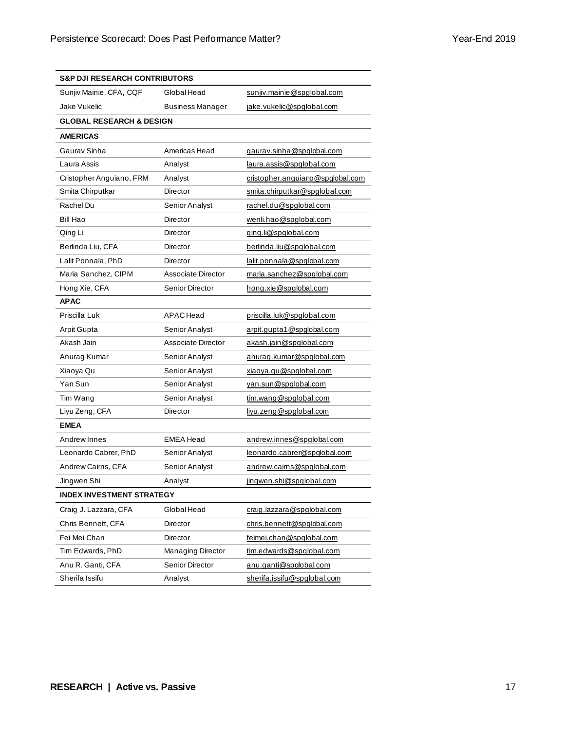| S&P DJI RESEARCH CONTRIBUTORS | | |
|---|---|---|
| Sunjiv Mainie, CFA, CQF | Global Head | sunjiv.mainie@spglobal.com |
| Jake Vukelic | Business Manager | jake.vukelic@spglobal.com |
| **GLOBAL RESEARCH & DESIGN** | | |
| **AMERICAS** | | |
| Gaurav Sinha | Americas Head | gaurav.sinha@spglobal.com |
| Laura Assis | Analyst | laura.assis@spglobal.com |
| Cristopher Anguiano, FRM | Analyst | cristopher.anguiano@spglobal.com |
| Smita Chirputkar | Director | smita.chirputkar@spglobal.com |
| Rachel Du | Senior Analyst | rachel.du@spglobal.com |
| Bill Hao | Director | wenli.hao@spglobal.com |
| Qing Li | Director | qing.li@spglobal.com |
| Berlinda Liu, CFA | Director | berlinda.liu@spglobal.com |
| Lalit Ponnala, PhD | Director | lalit.ponnala@spglobal.com |
| Maria Sanchez, CIPM | Associate Director | maria.sanchez@spglobal.com |
| Hong Xie, CFA | Senior Director | hong.xie@spglobal.com |
| **APAC** | | |
| Priscilla Luk | APAC Head | priscilla.luk@spglobal.com |
| Arpit Gupta | Senior Analyst | arpit.gupta1@spglobal.com |
| Akash Jain | Associate Director | akash.jain@spglobal.com |
| Anurag Kumar | Senior Analyst | anurag.kumar@spglobal.com |
| Xiaoya Qu | Senior Analyst | xiaoya.qu@spglobal.com |
| Yan Sun | Senior Analyst | yan.sun@spglobal.com |
| Tim Wang | Senior Analyst | tim.wang@spglobal.com |
| Liyu Zeng, CFA | Director | liyu.zeng@spglobal.com |
| **EMEA** | | |
| Andrew Innes | EMEA Head | andrew.innes@spglobal.com |
| Leonardo Cabrer, PhD | Senior Analyst | leonardo.cabrer@spglobal.com |
| Andrew Cairns, CFA | Senior Analyst | andrew.cairns@spglobal.com |
| Jingwen Shi | Analyst | jingwen.shi@spglobal.com |
| **INDEX INVESTMENT STRATEGY** | | |
| Craig J. Lazzara, CFA | Global Head | craig.lazzara@spglobal.com |
| Chris Bennett, CFA | Director | chris.bennett@spglobal.com |
| Fei Mei Chan | Director | feimei.chan@spglobal.com |
| Tim Edwards, PhD | Managing Director | tim.edwards@spglobal.com |
| Anu R. Ganti, CFA | Senior Director | anu.ganti@spglobal.com |
| Sherifa Issifu | Analyst | sherifa.issifu@spglobal.com |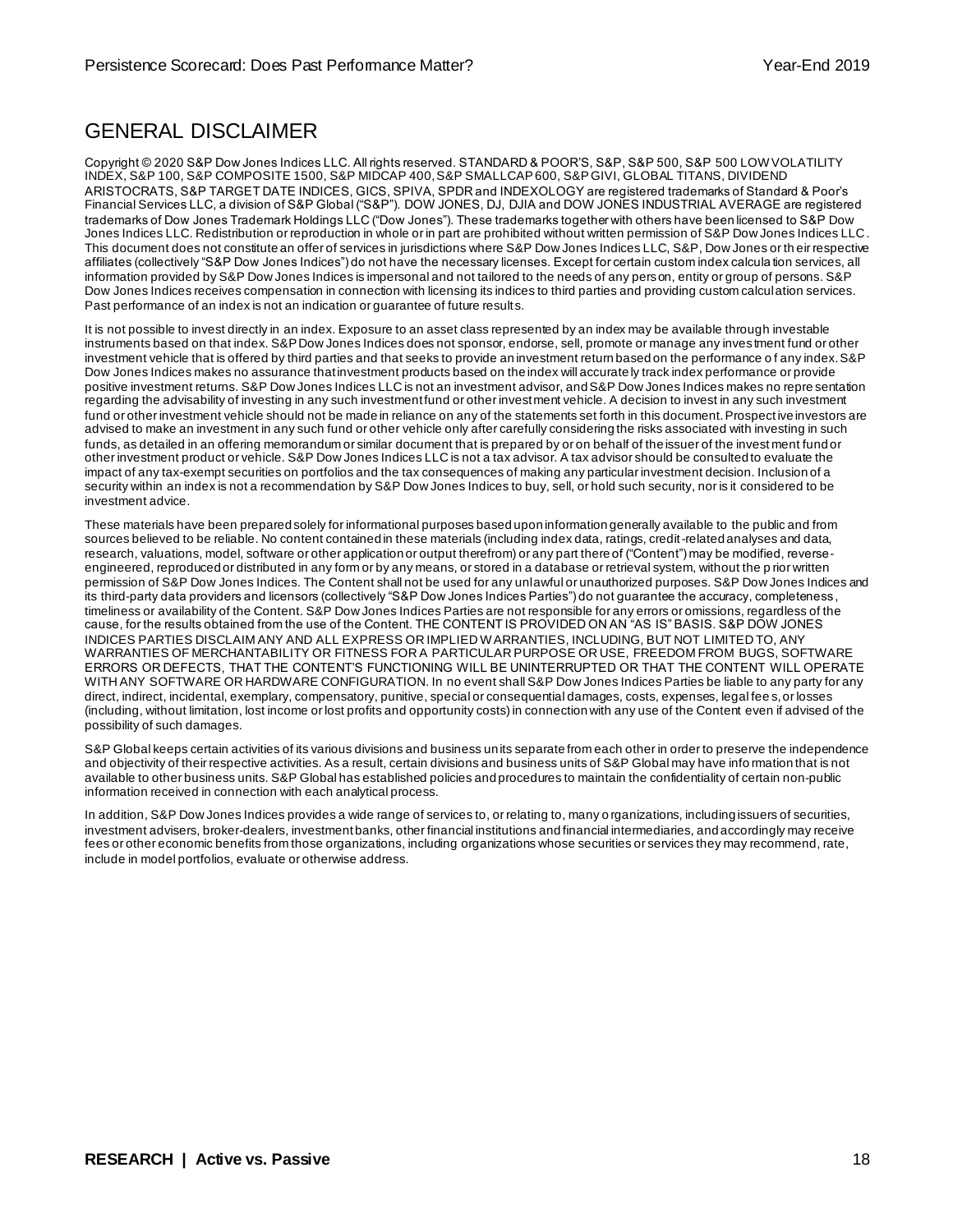## GENERAL DISCLAIMER

Copyright © 2020 S&P Dow Jones Indices LLC. All rights reserved. STANDARD & POOR'S, S&P, S&P 500, S&P 500 LOW VOLATILITY INDEX, S&P 100, S&P COMPOSITE 1500, S&P MIDCAP 400, S&P SMALLCAP 600, S&P GIVI, GLOBAL TITANS, DIVIDEND ARISTOCRATS, S&P TARGET DATE INDICES, GICS, SPIVA, SPDR and INDEXOLOGY are registered trademarks of Standard & Poor's Financial Services LLC, a division of S&P Global ("S&P"). DOW JONES, DJ, DJIA and DOW JONES INDUSTRIAL AVERAGE are registered trademarks of Dow Jones Trademark Holdings LLC ("Dow Jones"). These trademarks together with others have been licensed to S&P Dow Jones Indices LLC. Redistribution or reproduction in whole or in part are prohibited without written permission of S&P Dow Jones Indices LLC. This document does not constitute an offer of services in jurisdictions where S&P Dow Jones Indices LLC, S&P, Dow Jones or their respective affiliates (collectively "S&P Dow Jones Indices") do not have the necessary licenses. Except for certain custom index calculation services, all information provided by S&P Dow Jones Indices is impersonal and not tailored to the needs of any person, entity or group of persons. S&P Dow Jones Indices receives compensation in connection with licensing its indices to third parties and providing custom calculation services. Past performance of an index is not an indication or guarantee of future results.

It is not possible to invest directly in an index. Exposure to an asset class represented by an index may be available through investable instruments based on that index. S&P Dow Jones Indices does not sponsor, endorse, sell, promote or manage any investment fund or other investment vehicle that is offered by third parties and that seeks to provide an investment return based on the performance of any index. S&P Dow Jones Indices makes no assurance that investment products based on the index will accurately track index performance or provide positive investment returns. S&P Dow Jones Indices LLC is not an investment advisor, and S&P Dow Jones Indices makes no representation regarding the advisability of investing in any such investment fund or other investment vehicle. A decision to invest in any such investment fund or other investment vehicle should not be made in reliance on any of the statements set forth in this document. Prospective investors are advised to make an investment in any such fund or other vehicle only after carefully considering the risks associated with investing in such funds, as detailed in an offering memorandum or similar document that is prepared by or on behalf of the issuer of the investment fund or other investment product or vehicle. S&P Dow Jones Indices LLC is not a tax advisor. A tax advisor should be consulted to evaluate the impact of any tax-exempt securities on portfolios and the tax consequences of making any particular investment decision. Inclusion of a security within an index is not a recommendation by S&P Dow Jones Indices to buy, sell, or hold such security, nor is it considered to be investment advice.

These materials have been prepared solely for informational purposes based upon information generally available to the public and from sources believed to be reliable. No content contained in these materials (including index data, ratings, credit-related analyses and data, research, valuations, model, software or other application or output therefrom) or any part thereof ("Content") may be modified, reverse-engineered, reproduced or distributed in any form or by any means, or stored in a database or retrieval system, without the prior written permission of S&P Dow Jones Indices. The Content shall not be used for any unlawful or unauthorized purposes. S&P Dow Jones Indices and its third-party data providers and licensors (collectively "S&P Dow Jones Indices Parties") do not guarantee the accuracy, completeness, timeliness or availability of the Content. S&P Dow Jones Indices Parties are not responsible for any errors or omissions, regardless of the cause, for the results obtained from the use of the Content. THE CONTENT IS PROVIDED ON AN "AS IS" BASIS. S&P DOW JONES INDICES PARTIES DISCLAIM ANY AND ALL EXPRESS OR IMPLIED WARRANTIES, INCLUDING, BUT NOT LIMITED TO, ANY WARRANTIES OF MERCHANTABILITY OR FITNESS FOR A PARTICULAR PURPOSE OR USE, FREEDOM FROM BUGS, SOFTWARE ERRORS OR DEFECTS, THAT THE CONTENT'S FUNCTIONING WILL BE UNINTERRUPTED OR THAT THE CONTENT WILL OPERATE WITH ANY SOFTWARE OR HARDWARE CONFIGURATION. In no event shall S&P Dow Jones Indices Parties be liable to any party for any direct, indirect, incidental, exemplary, compensatory, punitive, special or consequential damages, costs, expenses, legal fees, or losses (including, without limitation, lost income or lost profits and opportunity costs) in connection with any use of the Content even if advised of the possibility of such damages.

S&P Global keeps certain activities of its various divisions and business units separate from each other in order to preserve the independence and objectivity of their respective activities. As a result, certain divisions and business units of S&P Global may have information that is not available to other business units. S&P Global has established policies and procedures to maintain the confidentiality of certain non-public information received in connection with each analytical process.

In addition, S&P Dow Jones Indices provides a wide range of services to, or relating to, many organizations, including issuers of securities, investment advisers, broker-dealers, investment banks, other financial institutions and financial intermediaries, and accordingly may receive fees or other economic benefits from those organizations, including organizations whose securities or services they may recommend, rate, include in model portfolios, evaluate or otherwise address.